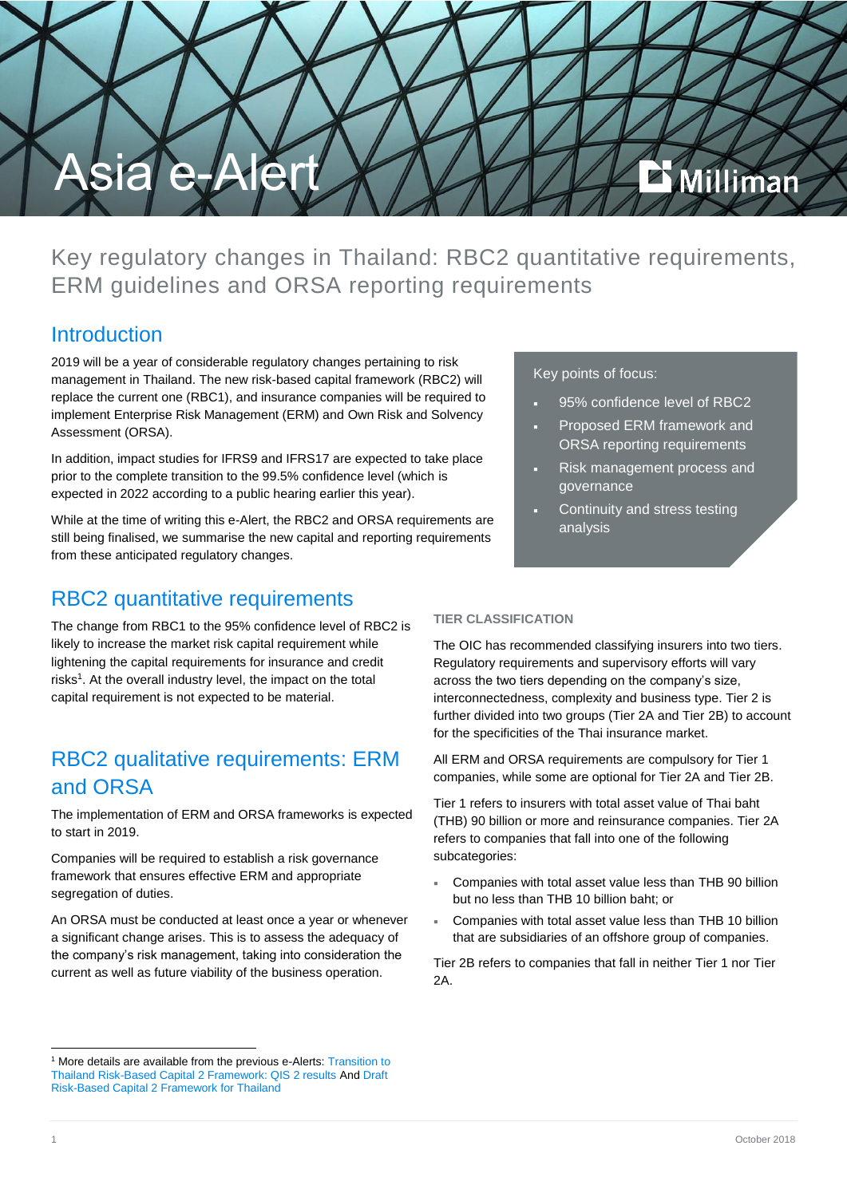# Asia e-Alert

## Key regulatory changes in Thailand: RBC2 quantitative requirements, ERM guidelines and ORSA reporting requirements

## Introduction

2019 will be a year of considerable regulatory changes pertaining to risk management in Thailand. The new risk-based capital framework (RBC2) will replace the current one (RBC1), and insurance companies will be required to implement Enterprise Risk Management (ERM) and Own Risk and Solvency Assessment (ORSA).

In addition, impact studies for IFRS9 and IFRS17 are expected to take place prior to the complete transition to the 99.5% confidence level (which is expected in 2022 according to a public hearing earlier this year).

While at the time of writing this e-Alert, the RBC2 and ORSA requirements are still being finalised, we summarise the new capital and reporting requirements from these anticipated regulatory changes.

Key points of focus:

- 95% confidence level of RBC2
- Proposed ERM framework and ORSA reporting requirements
- Risk management process and governance
- Continuity and stress testing analysis

## RBC2 quantitative requirements

The change from RBC1 to the 95% confidence level of RBC2 is likely to increase the market risk capital requirement while lightening the capital requirements for insurance and credit risks[1]. At the overall industry level, the impact on the total capital requirement is not expected to be material.

## RBC2 qualitative requirements: ERM and ORSA

The implementation of ERM and ORSA frameworks is expected to start in 2019.

Companies will be required to establish a risk governance framework that ensures effective ERM and appropriate segregation of duties.

An ORSA must be conducted at least once a year or whenever a significant change arises. This is to assess the adequacy of the company's risk management, taking into consideration the current as well as future viability of the business operation.

### TIER CLASSIFICATION

The OIC has recommended classifying insurers into two tiers. Regulatory requirements and supervisory efforts will vary across the two tiers depending on the company's size, interconnectedness, complexity and business type. Tier 2 is further divided into two groups (Tier 2A and Tier 2B) to account for the specificities of the Thai insurance market.

All ERM and ORSA requirements are compulsory for Tier 1 companies, while some are optional for Tier 2A and Tier 2B.

Tier 1 refers to insurers with total asset value of Thai baht (THB) 90 billion or more and reinsurance companies. Tier 2A refers to companies that fall into one of the following subcategories:

- Companies with total asset value less than THB 90 billion but no less than THB 10 billion baht; or
- Companies with total asset value less than THB 10 billion that are subsidiaries of an offshore group of companies.

Tier 2B refers to companies that fall in neither Tier 1 nor Tier 2A.

---

[1] More details are available from the previous e-Alerts: Transition to Thailand Risk-Based Capital 2 Framework: QIS 2 results And Draft Risk-Based Capital 2 Framework for Thailand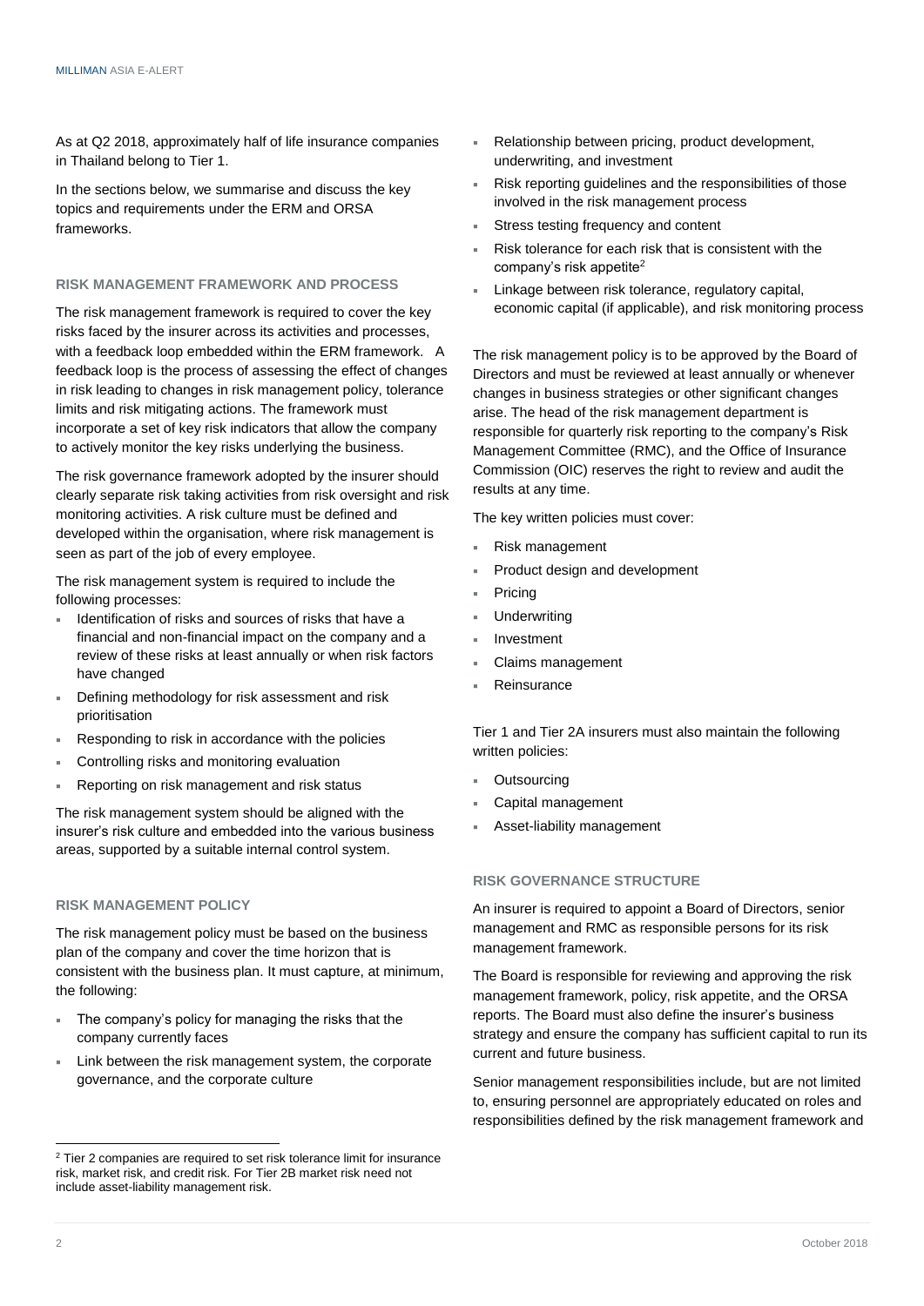As at Q2 2018, approximately half of life insurance companies in Thailand belong to Tier 1.

In the sections below, we summarise and discuss the key topics and requirements under the ERM and ORSA frameworks.

### RISK MANAGEMENT FRAMEWORK AND PROCESS

The risk management framework is required to cover the key risks faced by the insurer across its activities and processes, with a feedback loop embedded within the ERM framework. A feedback loop is the process of assessing the effect of changes in risk leading to changes in risk management policy, tolerance limits and risk mitigating actions. The framework must incorporate a set of key risk indicators that allow the company to actively monitor the key risks underlying the business.

The risk governance framework adopted by the insurer should clearly separate risk taking activities from risk oversight and risk monitoring activities. A risk culture must be defined and developed within the organisation, where risk management is seen as part of the job of every employee.

The risk management system is required to include the following processes:

- Identification of risks and sources of risks that have a financial and non-financial impact on the company and a review of these risks at least annually or when risk factors have changed
- Defining methodology for risk assessment and risk prioritisation
- Responding to risk in accordance with the policies
- Controlling risks and monitoring evaluation
- Reporting on risk management and risk status

The risk management system should be aligned with the insurer's risk culture and embedded into the various business areas, supported by a suitable internal control system.

### RISK MANAGEMENT POLICY

The risk management policy must be based on the business plan of the company and cover the time horizon that is consistent with the business plan. It must capture, at minimum, the following:

- The company's policy for managing the risks that the company currently faces
- Link between the risk management system, the corporate governance, and the corporate culture
- Relationship between pricing, product development, underwriting, and investment
- Risk reporting guidelines and the responsibilities of those involved in the risk management process
- Stress testing frequency and content
- Risk tolerance for each risk that is consistent with the company's risk appetite[2]
- Linkage between risk tolerance, regulatory capital, economic capital (if applicable), and risk monitoring process

The risk management policy is to be approved by the Board of Directors and must be reviewed at least annually or whenever changes in business strategies or other significant changes arise. The head of the risk management department is responsible for quarterly risk reporting to the company's Risk Management Committee (RMC), and the Office of Insurance Commission (OIC) reserves the right to review and audit the results at any time.

The key written policies must cover:

- Risk management
- Product design and development
- Pricing
- Underwriting
- Investment
- Claims management
- Reinsurance

Tier 1 and Tier 2A insurers must also maintain the following written policies:

- Outsourcing
- Capital management
- Asset-liability management

### RISK GOVERNANCE STRUCTURE

An insurer is required to appoint a Board of Directors, senior management and RMC as responsible persons for its risk management framework.

The Board is responsible for reviewing and approving the risk management framework, policy, risk appetite, and the ORSA reports. The Board must also define the insurer's business strategy and ensure the company has sufficient capital to run its current and future business.

Senior management responsibilities include, but are not limited to, ensuring personnel are appropriately educated on roles and responsibilities defined by the risk management framework and

---

[2] Tier 2 companies are required to set risk tolerance limit for insurance risk, market risk, and credit risk. For Tier 2B market risk need not include asset-liability management risk.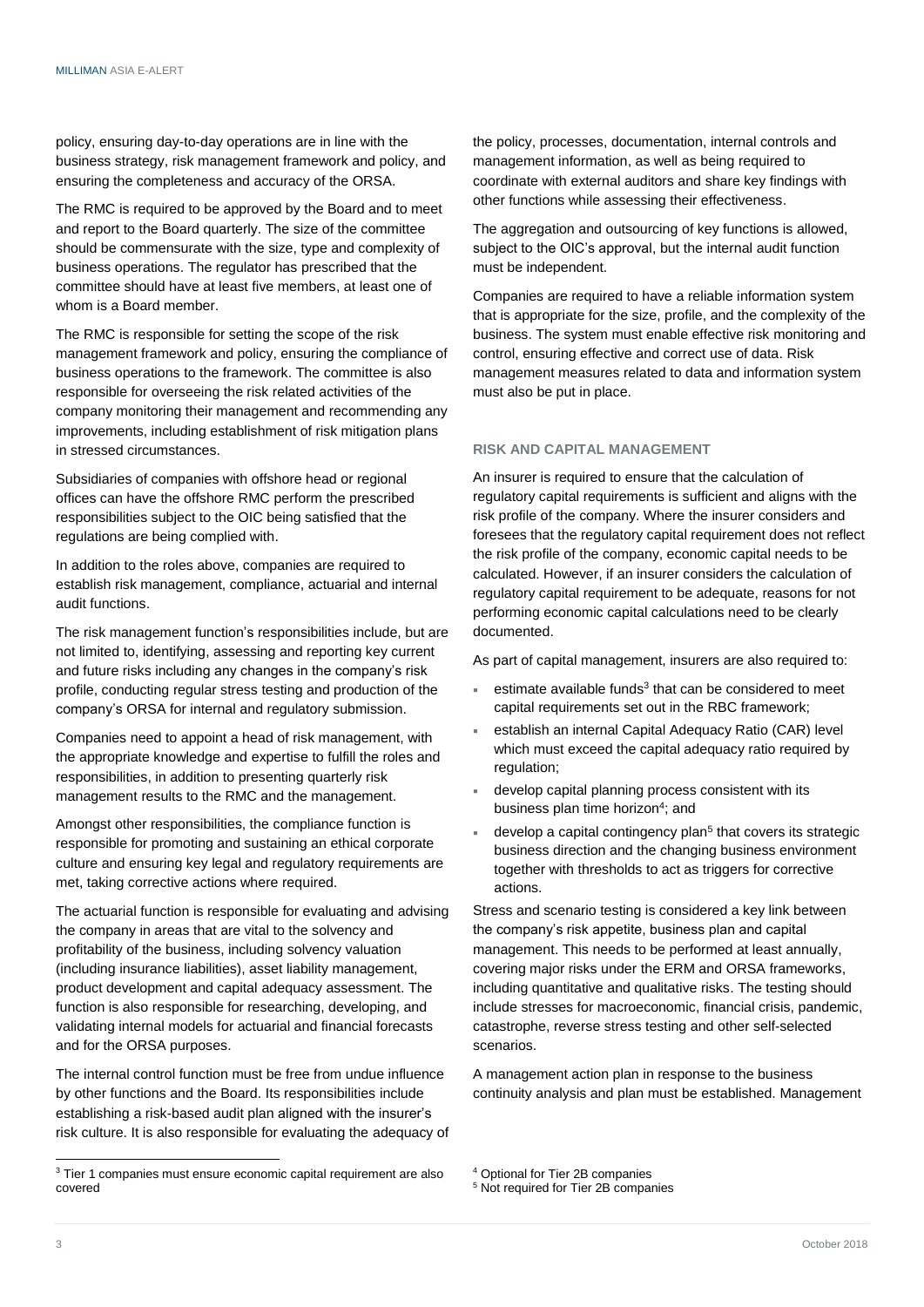policy, ensuring day-to-day operations are in line with the business strategy, risk management framework and policy, and ensuring the completeness and accuracy of the ORSA.

The RMC is required to be approved by the Board and to meet and report to the Board quarterly. The size of the committee should be commensurate with the size, type and complexity of business operations. The regulator has prescribed that the committee should have at least five members, at least one of whom is a Board member.

The RMC is responsible for setting the scope of the risk management framework and policy, ensuring the compliance of business operations to the framework. The committee is also responsible for overseeing the risk related activities of the company monitoring their management and recommending any improvements, including establishment of risk mitigation plans in stressed circumstances.

Subsidiaries of companies with offshore head or regional offices can have the offshore RMC perform the prescribed responsibilities subject to the OIC being satisfied that the regulations are being complied with.

In addition to the roles above, companies are required to establish risk management, compliance, actuarial and internal audit functions.

The risk management function's responsibilities include, but are not limited to, identifying, assessing and reporting key current and future risks including any changes in the company's risk profile, conducting regular stress testing and production of the company's ORSA for internal and regulatory submission.

Companies need to appoint a head of risk management, with the appropriate knowledge and expertise to fulfill the roles and responsibilities, in addition to presenting quarterly risk management results to the RMC and the management.

Amongst other responsibilities, the compliance function is responsible for promoting and sustaining an ethical corporate culture and ensuring key legal and regulatory requirements are met, taking corrective actions where required.

The actuarial function is responsible for evaluating and advising the company in areas that are vital to the solvency and profitability of the business, including solvency valuation (including insurance liabilities), asset liability management, product development and capital adequacy assessment. The function is also responsible for researching, developing, and validating internal models for actuarial and financial forecasts and for the ORSA purposes.

The internal control function must be free from undue influence by other functions and the Board. Its responsibilities include establishing a risk-based audit plan aligned with the insurer's risk culture. It is also responsible for evaluating the adequacy of the policy, processes, documentation, internal controls and management information, as well as being required to coordinate with external auditors and share key findings with other functions while assessing their effectiveness.

The aggregation and outsourcing of key functions is allowed, subject to the OIC's approval, but the internal audit function must be independent.

Companies are required to have a reliable information system that is appropriate for the size, profile, and the complexity of the business. The system must enable effective risk monitoring and control, ensuring effective and correct use of data. Risk management measures related to data and information system must also be put in place.

## RISK AND CAPITAL MANAGEMENT

An insurer is required to ensure that the calculation of regulatory capital requirements is sufficient and aligns with the risk profile of the company. Where the insurer considers and foresees that the regulatory capital requirement does not reflect the risk profile of the company, economic capital needs to be calculated. However, if an insurer considers the calculation of regulatory capital requirement to be adequate, reasons for not performing economic capital calculations need to be clearly documented.

As part of capital management, insurers are also required to:

- estimate available funds[3] that can be considered to meet capital requirements set out in the RBC framework;
- establish an internal Capital Adequacy Ratio (CAR) level which must exceed the capital adequacy ratio required by regulation;
- develop capital planning process consistent with its business plan time horizon[4]; and
- develop a capital contingency plan[5] that covers its strategic business direction and the changing business environment together with thresholds to act as triggers for corrective actions.

Stress and scenario testing is considered a key link between the company's risk appetite, business plan and capital management. This needs to be performed at least annually, covering major risks under the ERM and ORSA frameworks, including quantitative and qualitative risks. The testing should include stresses for macroeconomic, financial crisis, pandemic, catastrophe, reverse stress testing and other self-selected scenarios.

A management action plan in response to the business continuity analysis and plan must be established. Management

[3] Tier 1 companies must ensure economic capital requirement are also covered

[4] Optional for Tier 2B companies

[5] Not required for Tier 2B companies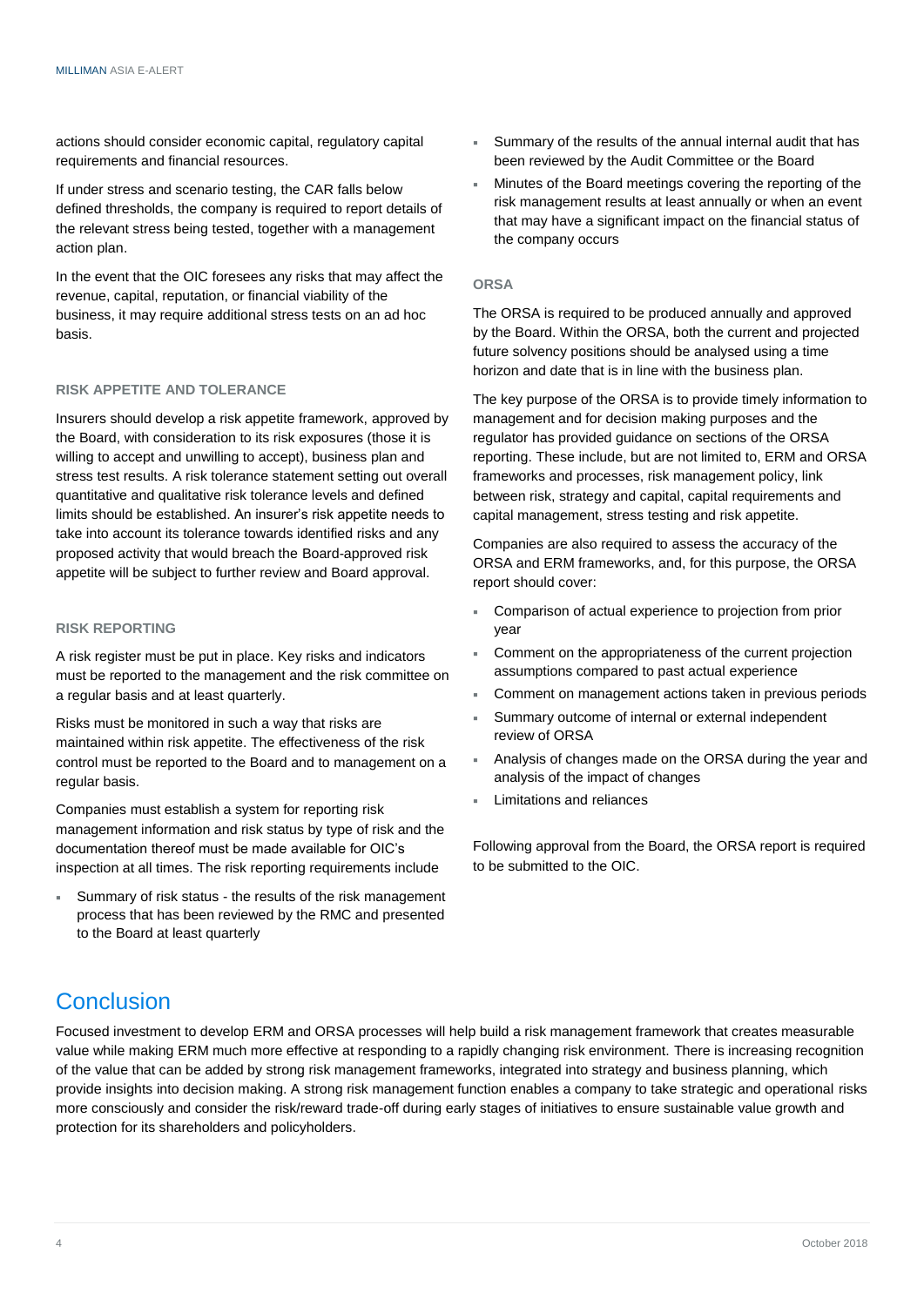actions should consider economic capital, regulatory capital requirements and financial resources.

If under stress and scenario testing, the CAR falls below defined thresholds, the company is required to report details of the relevant stress being tested, together with a management action plan.

In the event that the OIC foresees any risks that may affect the revenue, capital, reputation, or financial viability of the business, it may require additional stress tests on an ad hoc basis.

### RISK APPETITE AND TOLERANCE

Insurers should develop a risk appetite framework, approved by the Board, with consideration to its risk exposures (those it is willing to accept and unwilling to accept), business plan and stress test results. A risk tolerance statement setting out overall quantitative and qualitative risk tolerance levels and defined limits should be established. An insurer's risk appetite needs to take into account its tolerance towards identified risks and any proposed activity that would breach the Board-approved risk appetite will be subject to further review and Board approval.

### RISK REPORTING

A risk register must be put in place. Key risks and indicators must be reported to the management and the risk committee on a regular basis and at least quarterly.

Risks must be monitored in such a way that risks are maintained within risk appetite. The effectiveness of the risk control must be reported to the Board and to management on a regular basis.

Companies must establish a system for reporting risk management information and risk status by type of risk and the documentation thereof must be made available for OIC's inspection at all times. The risk reporting requirements include

- Summary of risk status - the results of the risk management process that has been reviewed by the RMC and presented to the Board at least quarterly
- Summary of the results of the annual internal audit that has been reviewed by the Audit Committee or the Board
- Minutes of the Board meetings covering the reporting of the risk management results at least annually or when an event that may have a significant impact on the financial status of the company occurs

### ORSA

The ORSA is required to be produced annually and approved by the Board. Within the ORSA, both the current and projected future solvency positions should be analysed using a time horizon and date that is in line with the business plan.

The key purpose of the ORSA is to provide timely information to management and for decision making purposes and the regulator has provided guidance on sections of the ORSA reporting. These include, but are not limited to, ERM and ORSA frameworks and processes, risk management policy, link between risk, strategy and capital, capital requirements and capital management, stress testing and risk appetite.

Companies are also required to assess the accuracy of the ORSA and ERM frameworks, and, for this purpose, the ORSA report should cover:

- Comparison of actual experience to projection from prior year
- Comment on the appropriateness of the current projection assumptions compared to past actual experience
- Comment on management actions taken in previous periods
- Summary outcome of internal or external independent review of ORSA
- Analysis of changes made on the ORSA during the year and analysis of the impact of changes
- Limitations and reliances

Following approval from the Board, the ORSA report is required to be submitted to the OIC.

## Conclusion

Focused investment to develop ERM and ORSA processes will help build a risk management framework that creates measurable value while making ERM much more effective at responding to a rapidly changing risk environment. There is increasing recognition of the value that can be added by strong risk management frameworks, integrated into strategy and business planning, which provide insights into decision making. A strong risk management function enables a company to take strategic and operational risks more consciously and consider the risk/reward trade-off during early stages of initiatives to ensure sustainable value growth and protection for its shareholders and policyholders.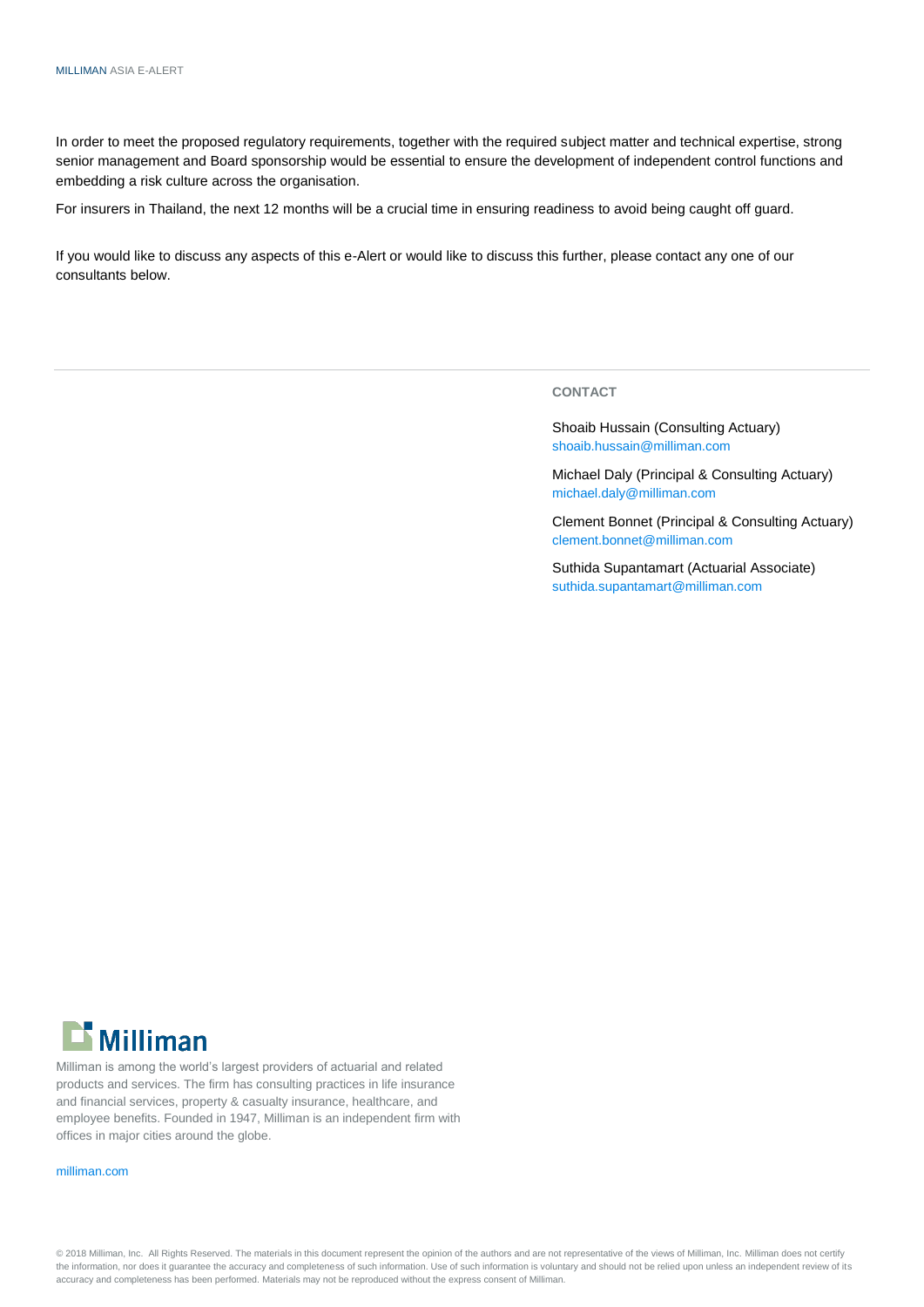In order to meet the proposed regulatory requirements, together with the required subject matter and technical expertise, strong senior management and Board sponsorship would be essential to ensure the development of independent control functions and embedding a risk culture across the organisation.

For insurers in Thailand, the next 12 months will be a crucial time in ensuring readiness to avoid being caught off guard.

If you would like to discuss any aspects of this e-Alert or would like to discuss this further, please contact any one of our consultants below.

**CONTACT**

Shoaib Hussain (Consulting Actuary)
shoaib.hussain@milliman.com

Michael Daly (Principal & Consulting Actuary)
michael.daly@milliman.com

Clement Bonnet (Principal & Consulting Actuary)
clement.bonnet@milliman.com

Suthida Supantamart (Actuarial Associate)
suthida.supantamart@milliman.com

**Milliman**

Milliman is among the world's largest providers of actuarial and related products and services. The firm has consulting practices in life insurance and financial services, property & casualty insurance, healthcare, and employee benefits. Founded in 1947, Milliman is an independent firm with offices in major cities around the globe.

milliman.com

© 2018 Milliman, Inc. All Rights Reserved. The materials in this document represent the opinion of the authors and are not representative of the views of Milliman, Inc. Milliman does not certify the information, nor does it guarantee the accuracy and completeness of such information. Use of such information is voluntary and should not be relied upon unless an independent review of its accuracy and completeness has been performed. Materials may not be reproduced without the express consent of Milliman.